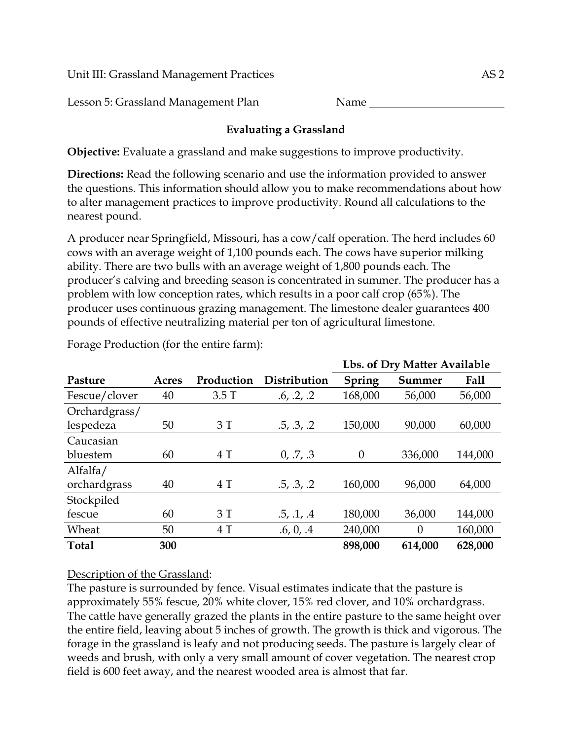Unit III: Grassland Management Practices AS 2

Lesson 5: Grassland Management Plan Name ________________________

## Evaluating a Grassland

**Objective:** Evaluate a grassland and make suggestions to improve productivity.

**Directions:** Read the following scenario and use the information provided to answer the questions. This information should allow you to make recommendations about how to alter management practices to improve productivity. Round all calculations to the nearest pound.

A producer near Springfield, Missouri, has a cow/calf operation. The herd includes 60 cows with an average weight of 1,100 pounds each. The cows have superior milking ability. There are two bulls with an average weight of 1,800 pounds each. The producer's calving and breeding season is concentrated in summer. The producer has a problem with low conception rates, which results in a poor calf crop (65%). The producer uses continuous grazing management. The limestone dealer guarantees 400 pounds of effective neutralizing material per ton of agricultural limestone.

<u>Forage Production (for the entire farm)</u>:

| | | | | Lbs. of Dry Matter Available | | |
|---|---|---|---|---|---|---|
| **Pasture** | **Acres** | **Production** | **Distribution** | **Spring** | **Summer** | **Fall** |
| Fescue/clover | 40 | 3.5 T | .6, .2, .2 | 168,000 | 56,000 | 56,000 |
| Orchardgrass/ lespedeza | 50 | 3 T | .5, .3, .2 | 150,000 | 90,000 | 60,000 |
| Caucasian bluestem | 60 | 4 T | 0, .7, .3 | 0 | 336,000 | 144,000 |
| Alfalfa/ orchardgrass | 40 | 4 T | .5, .3, .2 | 160,000 | 96,000 | 64,000 |
| Stockpiled fescue | 60 | 3 T | .5, .1, .4 | 180,000 | 36,000 | 144,000 |
| Wheat | 50 | 4 T | .6, 0, .4 | 240,000 | 0 | 160,000 |
| **Total** | **300** | | | **898,000** | **614,000** | **628,000** |

<u>Description of the Grassland</u>:
The pasture is surrounded by fence. Visual estimates indicate that the pasture is approximately 55% fescue, 20% white clover, 15% red clover, and 10% orchardgrass. The cattle have generally grazed the plants in the entire pasture to the same height over the entire field, leaving about 5 inches of growth. The growth is thick and vigorous. The forage in the grassland is leafy and not producing seeds. The pasture is largely clear of weeds and brush, with only a very small amount of cover vegetation. The nearest crop field is 600 feet away, and the nearest wooded area is almost that far.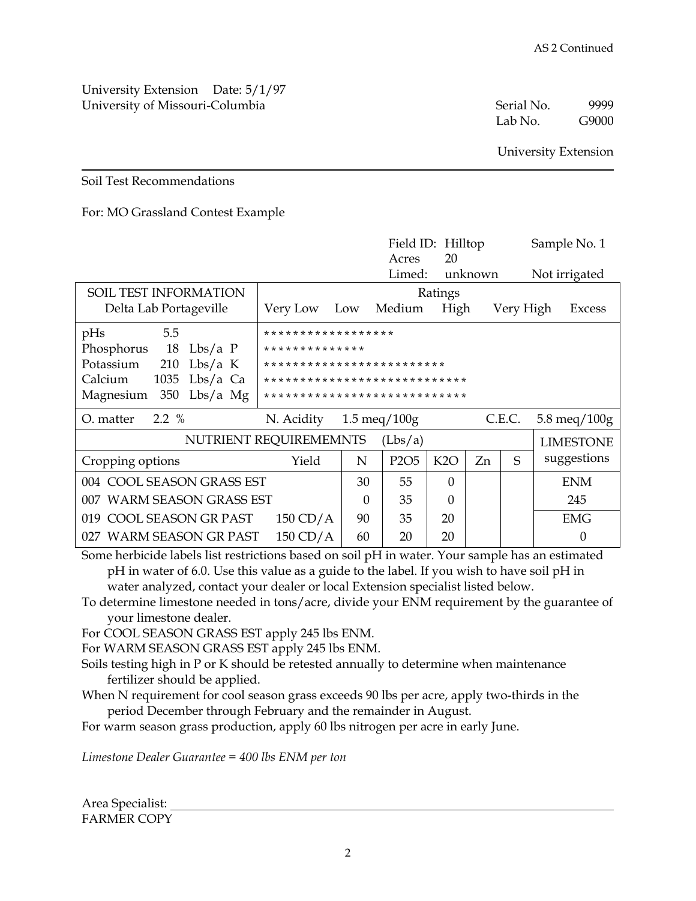AS 2 Continued

University Extension    Date: 5/1/97
University of Missouri-Columbia

Serial No. 9999
Lab No. G9000

University Extension

---

Soil Test Recommendations

For: MO Grassland Contest Example

Field ID: Hilltop    Sample No. 1
Acres 20
Limed: unknown    Not irrigated

| SOIL TEST INFORMATION<br>Delta Lab Portageville | Ratings: Very Low, Low, Medium, High, Very High, Excess |
|---|---|
| pHs 5.5 | ****************** |
| Phosphorus 18 Lbs/a P | ************** |
| Potassium 210 Lbs/a K | ************************* |
| Calcium 1035 Lbs/a Ca | **************************** |
| Magnesium 350 Lbs/a Mg | **************************** |

O. matter 2.2 %    N. Acidity 1.5 meq/100g    C.E.C. 5.8 meq/100g

| Cropping options | Yield | N | P2O5 | K2O | Zn | S | LIMESTONE suggestions |
|---|---|---|---|---|---|---|---|
| 004 COOL SEASON GRASS EST | | 30 | 55 | 0 | | | ENM |
| 007 WARM SEASON GRASS EST | | 0 | 35 | 0 | | | 245 |
| 019 COOL SEASON GR PAST | 150 CD/A | 90 | 35 | 20 | | | EMG |
| 027 WARM SEASON GR PAST | 150 CD/A | 60 | 20 | 20 | | | 0 |

NUTRIENT REQUIREMEMNTS (Lbs/a)

Some herbicide labels list restrictions based on soil pH in water. Your sample has an estimated pH in water of 6.0. Use this value as a guide to the label. If you wish to have soil pH in water analyzed, contact your dealer or local Extension specialist listed below.

To determine limestone needed in tons/acre, divide your ENM requirement by the guarantee of your limestone dealer.

For COOL SEASON GRASS EST apply 245 lbs ENM.

For WARM SEASON GRASS EST apply 245 lbs ENM.

Soils testing high in P or K should be retested annually to determine when maintenance fertilizer should be applied.

When N requirement for cool season grass exceeds 90 lbs per acre, apply two-thirds in the period December through February and the remainder in August.

For warm season grass production, apply 60 lbs nitrogen per acre in early June.

*Limestone Dealer Guarantee = 400 lbs ENM per ton*

Area Specialist: ______________________________

FARMER COPY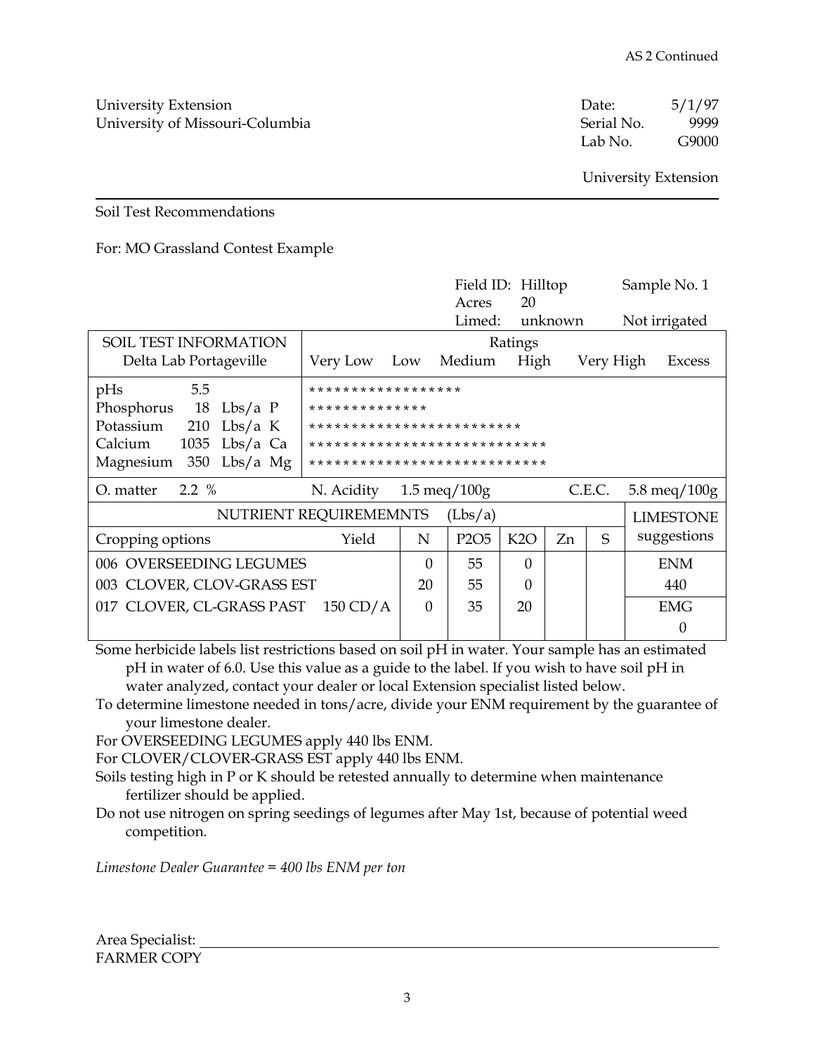AS 2 Continued

University Extension
University of Missouri-Columbia

Date: 5/1/97
Serial No. 9999
Lab No. G9000

University Extension

Soil Test Recommendations

For: MO Grassland Contest Example

Field ID: Hilltop    Sample No. 1
Acres 20
Limed: unknown    Not irrigated

| SOIL TEST INFORMATION<br>Delta Lab Portageville | Ratings<br>Very Low  Low  Medium  High  Very High  Excess |
|---|---|
| pHs 5.5 | ****************** |
| Phosphorus 18 Lbs/a P | ************** |
| Potassium 210 Lbs/a K | ************************* |
| Calcium 1035 Lbs/a Ca | **************************** |
| Magnesium 350 Lbs/a Mg | **************************** |
| O. matter 2.2 % | N. Acidity 1.5 meq/100g    C.E.C. 5.8 meq/100g |

| NUTRIENT REQUIREMEMNTS (Lbs/a) | | | | | | | LIMESTONE suggestions |
|---|---|---|---|---|---|---|---|
| Cropping options | Yield | N | P2O5 | K2O | Zn | S | |
| 006 OVERSEEDING LEGUMES | | 0 | 55 | 0 | | | ENM |
| 003 CLOVER, CLOV-GRASS EST | | 20 | 55 | 0 | | | 440 |
| 017 CLOVER, CL-GRASS PAST | 150 CD/A | 0 | 35 | 20 | | | EMG |
| | | | | | | | 0 |

Some herbicide labels list restrictions based on soil pH in water. Your sample has an estimated pH in water of 6.0. Use this value as a guide to the label. If you wish to have soil pH in water analyzed, contact your dealer or local Extension specialist listed below.

To determine limestone needed in tons/acre, divide your ENM requirement by the guarantee of your limestone dealer.

For OVERSEEDING LEGUMES apply 440 lbs ENM.

For CLOVER/CLOVER-GRASS EST apply 440 lbs ENM.

Soils testing high in P or K should be retested annually to determine when maintenance fertilizer should be applied.

Do not use nitrogen on spring seedings of legumes after May 1st, because of potential weed competition.

*Limestone Dealer Guarantee = 400 lbs ENM per ton*

Area Specialist: ______________________________

FARMER COPY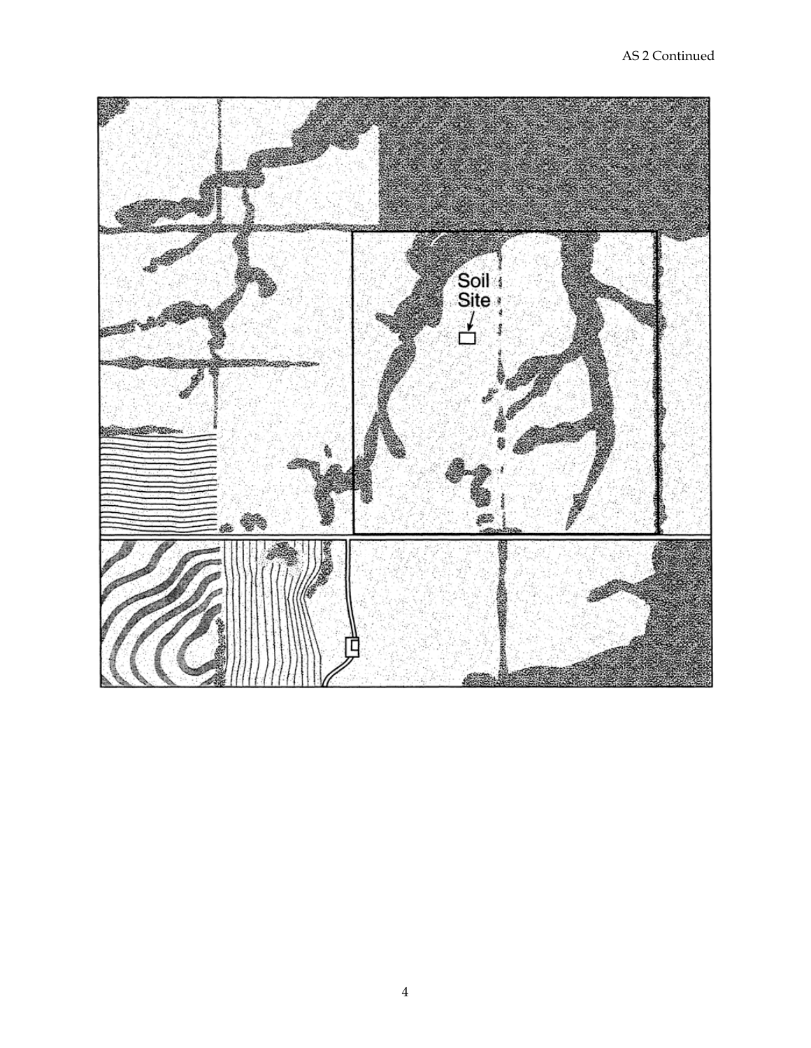Soil Site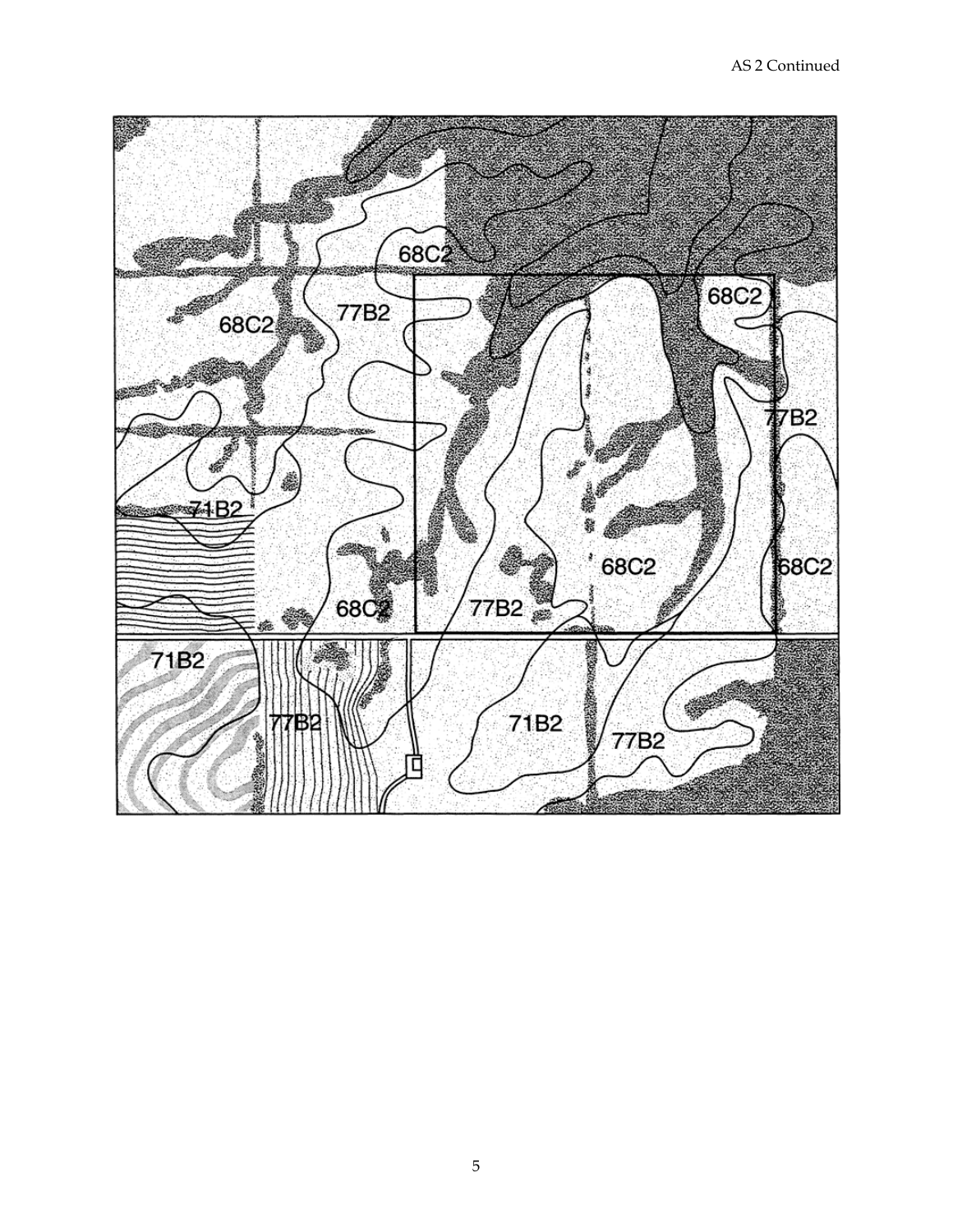AS 2 Continued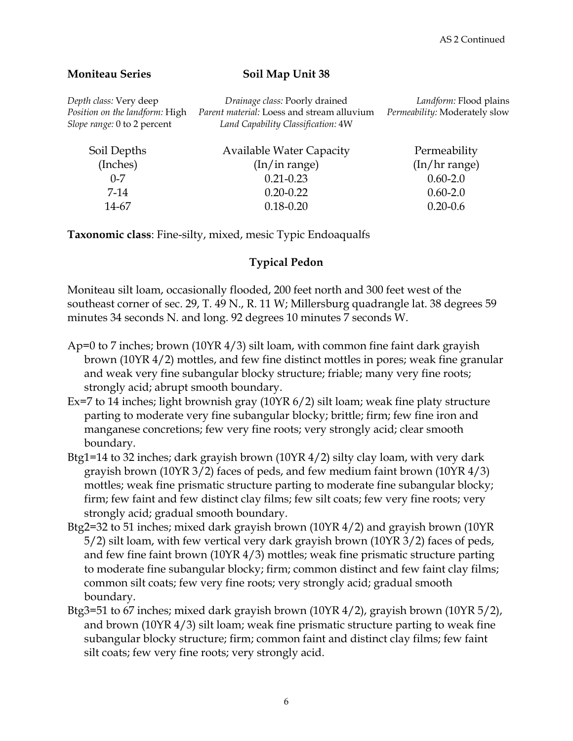**Moniteau Series** **Soil Map Unit 38**

*Depth class:* Very deep
*Drainage class:* Poorly drained
*Landform:* Flood plains
*Position on the landform:* High
*Parent material:* Loess and stream alluvium
*Permeability:* Moderately slow
*Slope range:* 0 to 2 percent
*Land Capability Classification:* 4W

| Soil Depths (Inches) | Available Water Capacity (In/in range) | Permeability (In/hr range) |
|---|---|---|
| 0-7 | 0.21-0.23 | 0.60-2.0 |
| 7-14 | 0.20-0.22 | 0.60-2.0 |
| 14-67 | 0.18-0.20 | 0.20-0.6 |

**Taxonomic class**: Fine-silty, mixed, mesic Typic Endoaqualfs

**Typical Pedon**

Moniteau silt loam, occasionally flooded, 200 feet north and 300 feet west of the southeast corner of sec. 29, T. 49 N., R. 11 W; Millersburg quadrangle lat. 38 degrees 59 minutes 34 seconds N. and long. 92 degrees 10 minutes 7 seconds W.

Ap=0 to 7 inches; brown (10YR 4/3) silt loam, with common fine faint dark grayish brown (10YR 4/2) mottles, and few fine distinct mottles in pores; weak fine granular and weak very fine subangular blocky structure; friable; many very fine roots; strongly acid; abrupt smooth boundary.

Ex=7 to 14 inches; light brownish gray (10YR 6/2) silt loam; weak fine platy structure parting to moderate very fine subangular blocky; brittle; firm; few fine iron and manganese concretions; few very fine roots; very strongly acid; clear smooth boundary.

Btg1=14 to 32 inches; dark grayish brown (10YR 4/2) silty clay loam, with very dark grayish brown (10YR 3/2) faces of peds, and few medium faint brown (10YR 4/3) mottles; weak fine prismatic structure parting to moderate fine subangular blocky; firm; few faint and few distinct clay films; few silt coats; few very fine roots; very strongly acid; gradual smooth boundary.

Btg2=32 to 51 inches; mixed dark grayish brown (10YR 4/2) and grayish brown (10YR 5/2) silt loam, with few vertical very dark grayish brown (10YR 3/2) faces of peds, and few fine faint brown (10YR 4/3) mottles; weak fine prismatic structure parting to moderate fine subangular blocky; firm; common distinct and few faint clay films; common silt coats; few very fine roots; very strongly acid; gradual smooth boundary.

Btg3=51 to 67 inches; mixed dark grayish brown (10YR 4/2), grayish brown (10YR 5/2), and brown (10YR 4/3) silt loam; weak fine prismatic structure parting to weak fine subangular blocky structure; firm; common faint and distinct clay films; few faint silt coats; few very fine roots; very strongly acid.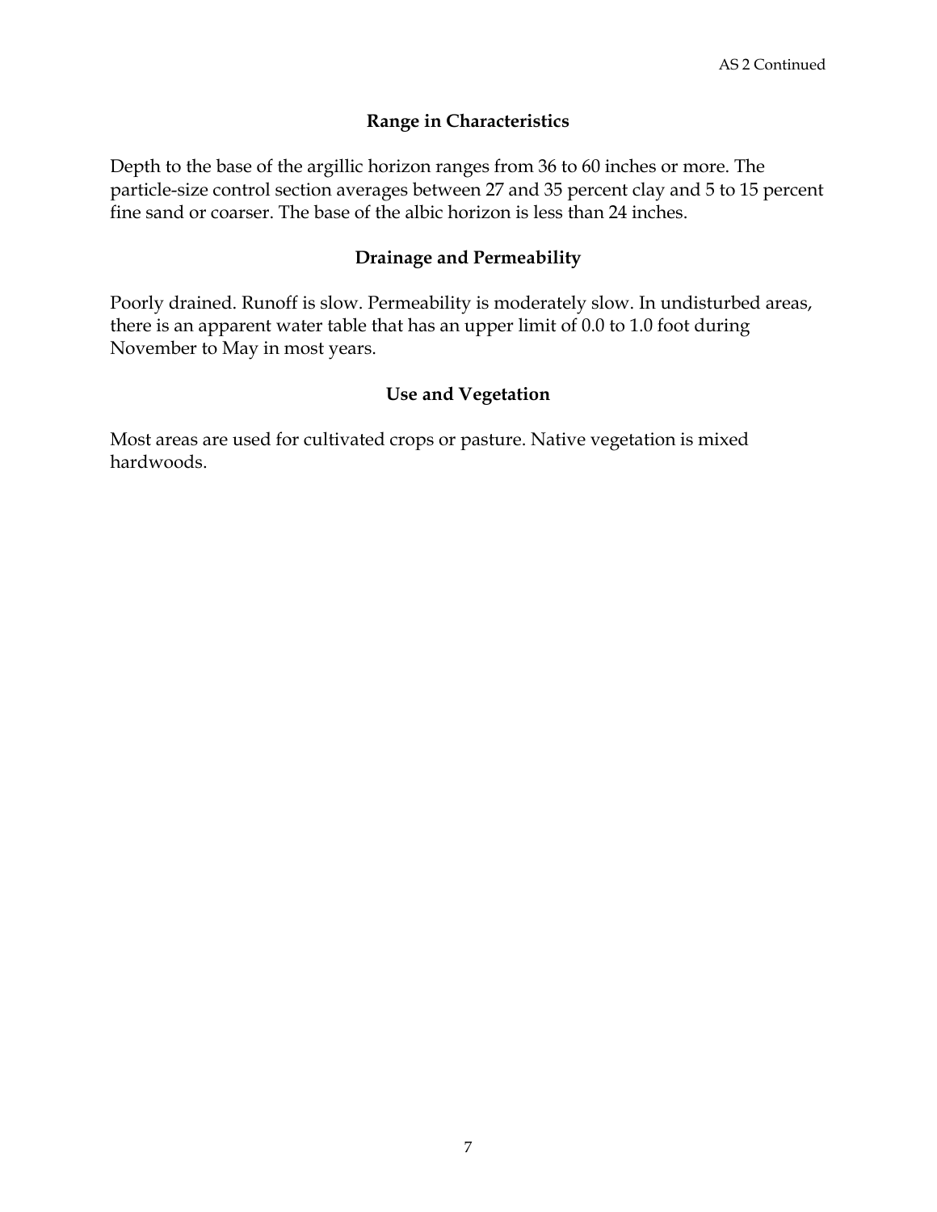## Range in Characteristics

Depth to the base of the argillic horizon ranges from 36 to 60 inches or more. The particle-size control section averages between 27 and 35 percent clay and 5 to 15 percent fine sand or coarser. The base of the albic horizon is less than 24 inches.

## Drainage and Permeability

Poorly drained. Runoff is slow. Permeability is moderately slow. In undisturbed areas, there is an apparent water table that has an upper limit of 0.0 to 1.0 foot during November to May in most years.

## Use and Vegetation

Most areas are used for cultivated crops or pasture. Native vegetation is mixed hardwoods.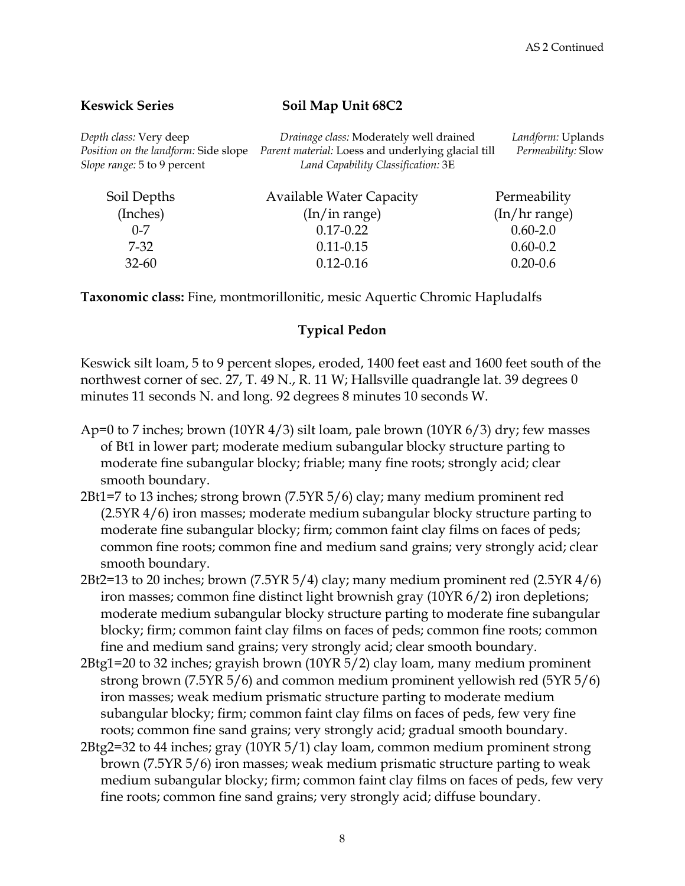**Keswick Series** **Soil Map Unit 68C2**

*Depth class:* Very deep *Drainage class:* Moderately well drained *Landform:* Uplands
*Position on the landform:* Side slope *Parent material:* Loess and underlying glacial till *Permeability:* Slow
*Slope range:* 5 to 9 percent *Land Capability Classification:* 3E

| Soil Depths (Inches) | Available Water Capacity (In/in range) | Permeability (In/hr range) |
|---|---|---|
| 0-7 | 0.17-0.22 | 0.60-2.0 |
| 7-32 | 0.11-0.15 | 0.60-0.2 |
| 32-60 | 0.12-0.16 | 0.20-0.6 |

**Taxonomic class:** Fine, montmorillonitic, mesic Aquertic Chromic Hapludalfs

## Typical Pedon

Keswick silt loam, 5 to 9 percent slopes, eroded, 1400 feet east and 1600 feet south of the northwest corner of sec. 27, T. 49 N., R. 11 W; Hallsville quadrangle lat. 39 degrees 0 minutes 11 seconds N. and long. 92 degrees 8 minutes 10 seconds W.

- Ap=0 to 7 inches; brown (10YR 4/3) silt loam, pale brown (10YR 6/3) dry; few masses of Bt1 in lower part; moderate medium subangular blocky structure parting to moderate fine subangular blocky; friable; many fine roots; strongly acid; clear smooth boundary.
- 2Bt1=7 to 13 inches; strong brown (7.5YR 5/6) clay; many medium prominent red (2.5YR 4/6) iron masses; moderate medium subangular blocky structure parting to moderate fine subangular blocky; firm; common faint clay films on faces of peds; common fine roots; common fine and medium sand grains; very strongly acid; clear smooth boundary.
- 2Bt2=13 to 20 inches; brown (7.5YR 5/4) clay; many medium prominent red (2.5YR 4/6) iron masses; common fine distinct light brownish gray (10YR 6/2) iron depletions; moderate medium subangular blocky structure parting to moderate fine subangular blocky; firm; common faint clay films on faces of peds; common fine roots; common fine and medium sand grains; very strongly acid; clear smooth boundary.
- 2Btg1=20 to 32 inches; grayish brown (10YR 5/2) clay loam, many medium prominent strong brown (7.5YR 5/6) and common medium prominent yellowish red (5YR 5/6) iron masses; weak medium prismatic structure parting to moderate medium subangular blocky; firm; common faint clay films on faces of peds, few very fine roots; common fine sand grains; very strongly acid; gradual smooth boundary.
- 2Btg2=32 to 44 inches; gray (10YR 5/1) clay loam, common medium prominent strong brown (7.5YR 5/6) iron masses; weak medium prismatic structure parting to weak medium subangular blocky; firm; common faint clay films on faces of peds, few very fine roots; common fine sand grains; very strongly acid; diffuse boundary.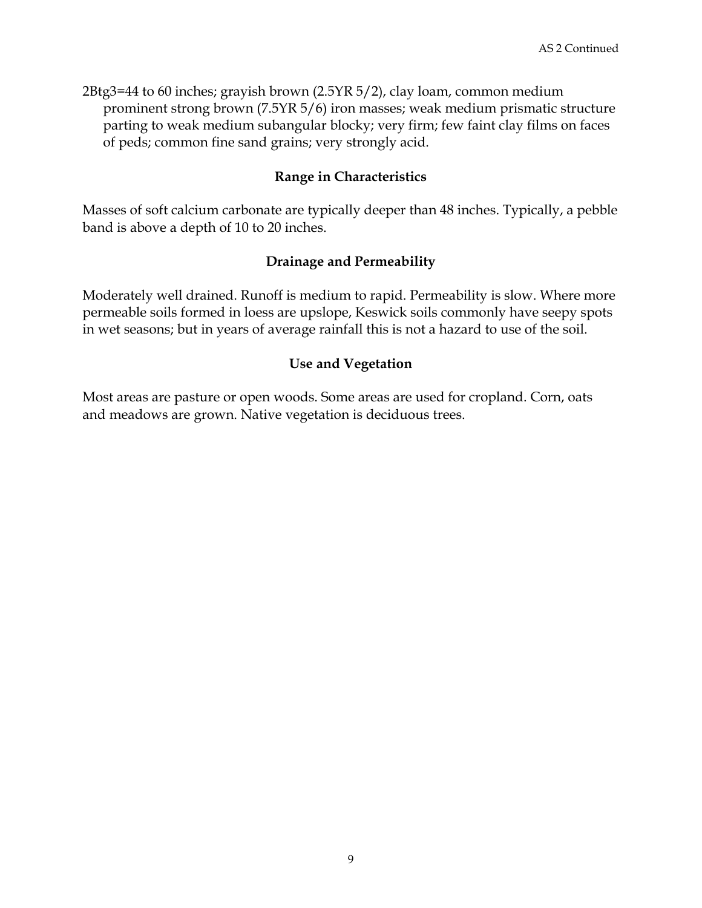2Btg3=44 to 60 inches; grayish brown (2.5YR 5/2), clay loam, common medium prominent strong brown (7.5YR 5/6) iron masses; weak medium prismatic structure parting to weak medium subangular blocky; very firm; few faint clay films on faces of peds; common fine sand grains; very strongly acid.

### Range in Characteristics

Masses of soft calcium carbonate are typically deeper than 48 inches. Typically, a pebble band is above a depth of 10 to 20 inches.

### Drainage and Permeability

Moderately well drained. Runoff is medium to rapid. Permeability is slow. Where more permeable soils formed in loess are upslope, Keswick soils commonly have seepy spots in wet seasons; but in years of average rainfall this is not a hazard to use of the soil.

### Use and Vegetation

Most areas are pasture or open woods. Some areas are used for cropland. Corn, oats and meadows are grown. Native vegetation is deciduous trees.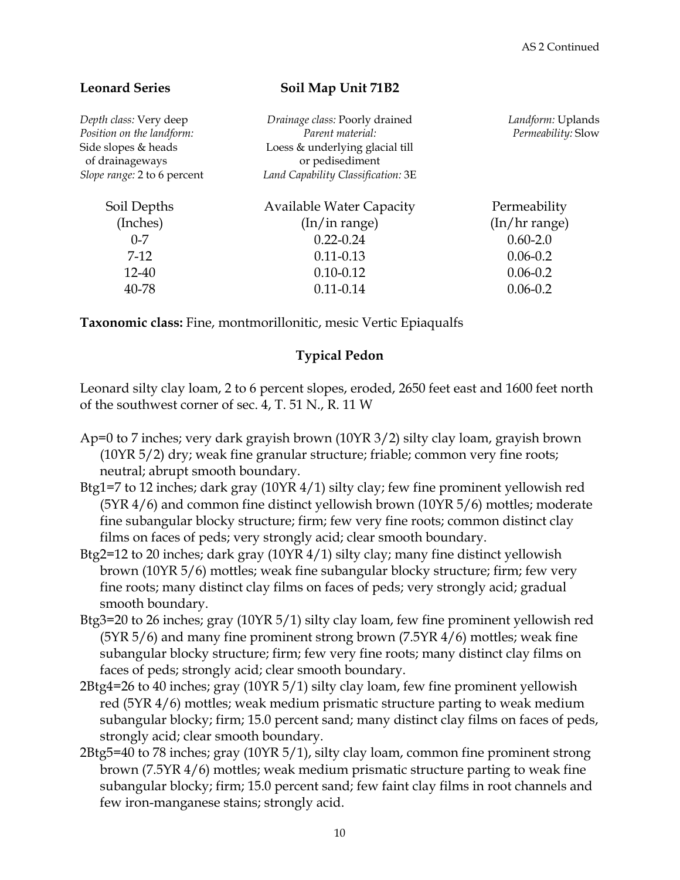**Leonard Series** **Soil Map Unit 71B2**

*Depth class:* Very deep
*Position on the landform:*
Side slopes & heads of drainageways
*Slope range:* 2 to 6 percent

*Drainage class:* Poorly drained
*Parent material:*
Loess & underlying glacial till or pedisediment
*Land Capability Classification:* 3E

*Landform:* Uplands
*Permeability:* Slow

| Soil Depths (Inches) | Available Water Capacity (In/in range) | Permeability (In/hr range) |
|---|---|---|
| 0-7 | 0.22-0.24 | 0.60-2.0 |
| 7-12 | 0.11-0.13 | 0.06-0.2 |
| 12-40 | 0.10-0.12 | 0.06-0.2 |
| 40-78 | 0.11-0.14 | 0.06-0.2 |

**Taxonomic class:** Fine, montmorillonitic, mesic Vertic Epiaqualfs

**Typical Pedon**

Leonard silty clay loam, 2 to 6 percent slopes, eroded, 2650 feet east and 1600 feet north of the southwest corner of sec. 4, T. 51 N., R. 11 W

Ap=0 to 7 inches; very dark grayish brown (10YR 3/2) silty clay loam, grayish brown (10YR 5/2) dry; weak fine granular structure; friable; common very fine roots; neutral; abrupt smooth boundary.

Btg1=7 to 12 inches; dark gray (10YR 4/1) silty clay; few fine prominent yellowish red (5YR 4/6) and common fine distinct yellowish brown (10YR 5/6) mottles; moderate fine subangular blocky structure; firm; few very fine roots; common distinct clay films on faces of peds; very strongly acid; clear smooth boundary.

Btg2=12 to 20 inches; dark gray (10YR 4/1) silty clay; many fine distinct yellowish brown (10YR 5/6) mottles; weak fine subangular blocky structure; firm; few very fine roots; many distinct clay films on faces of peds; very strongly acid; gradual smooth boundary.

Btg3=20 to 26 inches; gray (10YR 5/1) silty clay loam, few fine prominent yellowish red (5YR 5/6) and many fine prominent strong brown (7.5YR 4/6) mottles; weak fine subangular blocky structure; firm; few very fine roots; many distinct clay films on faces of peds; strongly acid; clear smooth boundary.

2Btg4=26 to 40 inches; gray (10YR 5/1) silty clay loam, few fine prominent yellowish red (5YR 4/6) mottles; weak medium prismatic structure parting to weak medium subangular blocky; firm; 15.0 percent sand; many distinct clay films on faces of peds, strongly acid; clear smooth boundary.

2Btg5=40 to 78 inches; gray (10YR 5/1), silty clay loam, common fine prominent strong brown (7.5YR 4/6) mottles; weak medium prismatic structure parting to weak fine subangular blocky; firm; 15.0 percent sand; few faint clay films in root channels and few iron-manganese stains; strongly acid.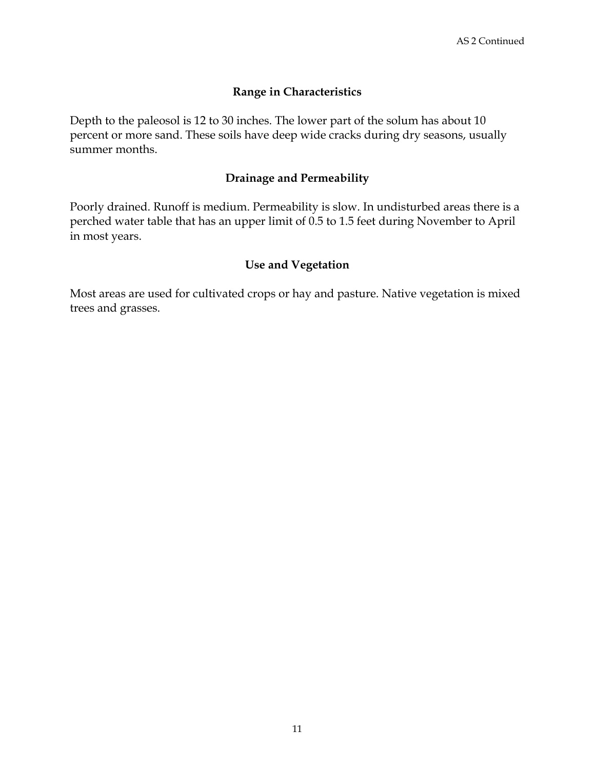### Range in Characteristics

Depth to the paleosol is 12 to 30 inches. The lower part of the solum has about 10 percent or more sand. These soils have deep wide cracks during dry seasons, usually summer months.

### Drainage and Permeability

Poorly drained. Runoff is medium. Permeability is slow. In undisturbed areas there is a perched water table that has an upper limit of 0.5 to 1.5 feet during November to April in most years.

### Use and Vegetation

Most areas are used for cultivated crops or hay and pasture. Native vegetation is mixed trees and grasses.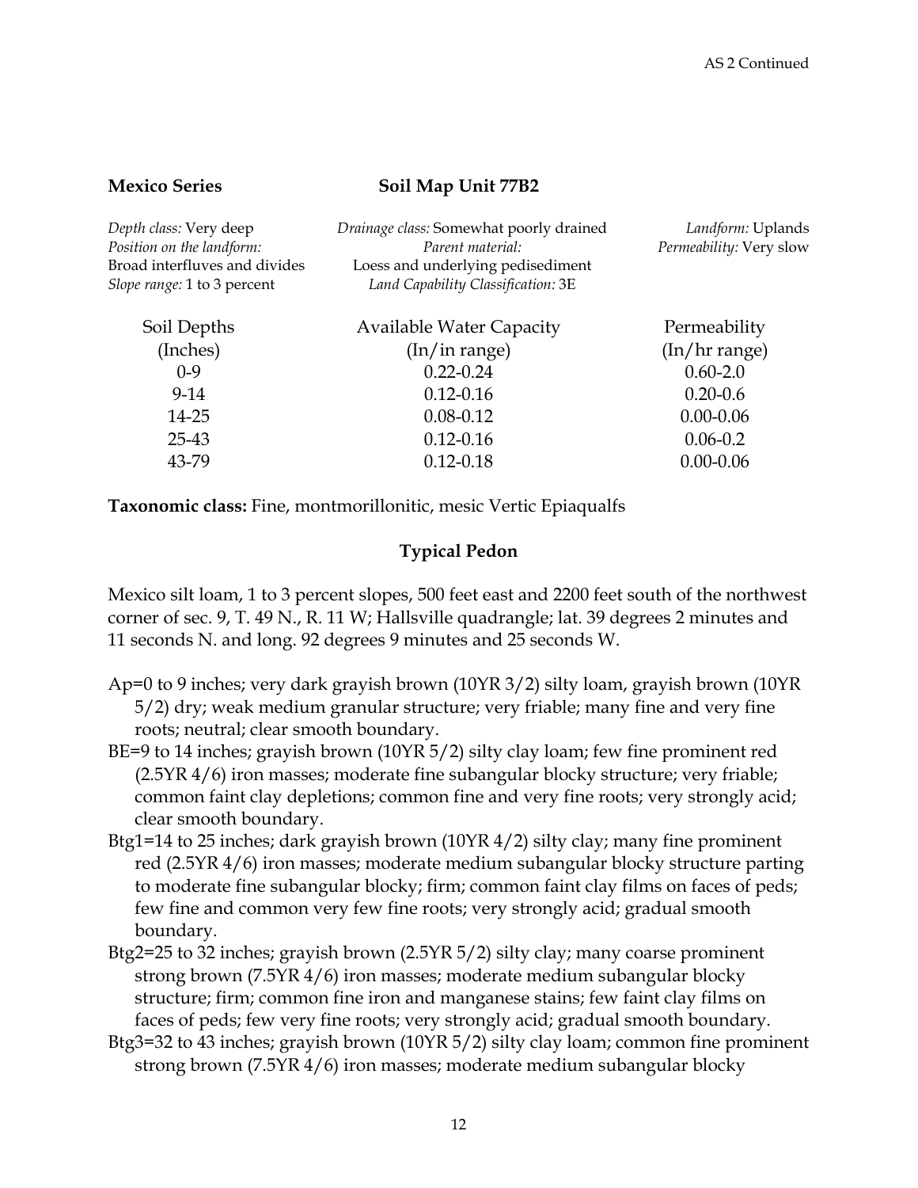**Mexico Series** **Soil Map Unit 77B2**

| | | |
|---|---|---|
| *Depth class:* Very deep | *Drainage class:* Somewhat poorly drained | *Landform:* Uplands |
| *Position on the landform:* Broad interfluves and divides | *Parent material:* Loess and underlying pedisediment | *Permeability:* Very slow |
| *Slope range:* 1 to 3 percent | *Land Capability Classification:* 3E | |

| Soil Depths (Inches) | Available Water Capacity (In/in range) | Permeability (In/hr range) |
|---|---|---|
| 0-9 | 0.22-0.24 | 0.60-2.0 |
| 9-14 | 0.12-0.16 | 0.20-0.6 |
| 14-25 | 0.08-0.12 | 0.00-0.06 |
| 25-43 | 0.12-0.16 | 0.06-0.2 |
| 43-79 | 0.12-0.18 | 0.00-0.06 |

**Taxonomic class:** Fine, montmorillonitic, mesic Vertic Epiaqualfs

**Typical Pedon**

Mexico silt loam, 1 to 3 percent slopes, 500 feet east and 2200 feet south of the northwest corner of sec. 9, T. 49 N., R. 11 W; Hallsville quadrangle; lat. 39 degrees 2 minutes and 11 seconds N. and long. 92 degrees 9 minutes and 25 seconds W.

Ap=0 to 9 inches; very dark grayish brown (10YR 3/2) silty loam, grayish brown (10YR 5/2) dry; weak medium granular structure; very friable; many fine and very fine roots; neutral; clear smooth boundary.

BE=9 to 14 inches; grayish brown (10YR 5/2) silty clay loam; few fine prominent red (2.5YR 4/6) iron masses; moderate fine subangular blocky structure; very friable; common faint clay depletions; common fine and very fine roots; very strongly acid; clear smooth boundary.

Btg1=14 to 25 inches; dark grayish brown (10YR 4/2) silty clay; many fine prominent red (2.5YR 4/6) iron masses; moderate medium subangular blocky structure parting to moderate fine subangular blocky; firm; common faint clay films on faces of peds; few fine and common very few fine roots; very strongly acid; gradual smooth boundary.

Btg2=25 to 32 inches; grayish brown (2.5YR 5/2) silty clay; many coarse prominent strong brown (7.5YR 4/6) iron masses; moderate medium subangular blocky structure; firm; common fine iron and manganese stains; few faint clay films on faces of peds; few very fine roots; very strongly acid; gradual smooth boundary.

Btg3=32 to 43 inches; grayish brown (10YR 5/2) silty clay loam; common fine prominent strong brown (7.5YR 4/6) iron masses; moderate medium subangular blocky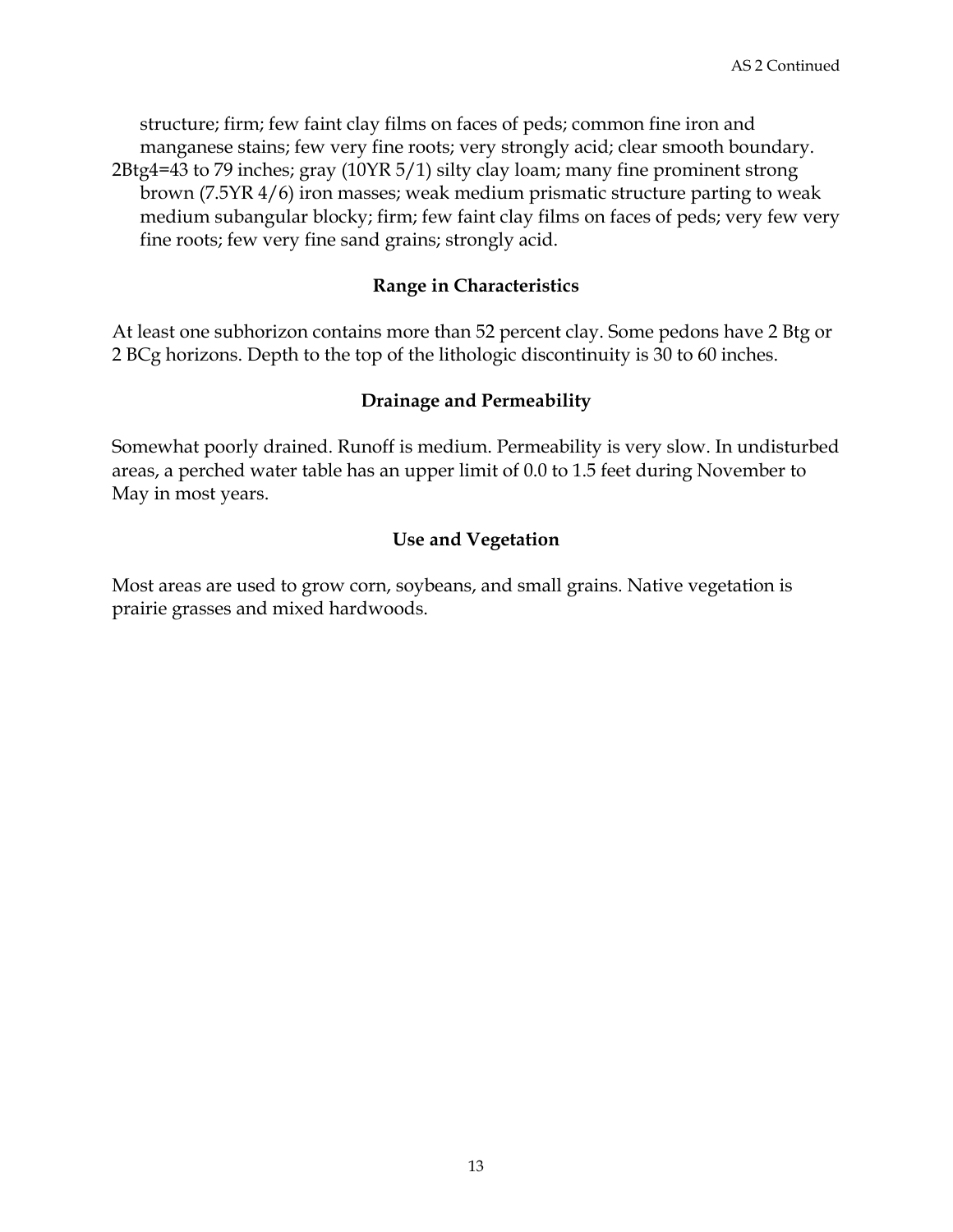structure; firm; few faint clay films on faces of peds; common fine iron and manganese stains; few very fine roots; very strongly acid; clear smooth boundary.

2Btg4=43 to 79 inches; gray (10YR 5/1) silty clay loam; many fine prominent strong brown (7.5YR 4/6) iron masses; weak medium prismatic structure parting to weak medium subangular blocky; firm; few faint clay films on faces of peds; very few very fine roots; few very fine sand grains; strongly acid.

### Range in Characteristics

At least one subhorizon contains more than 52 percent clay. Some pedons have 2 Btg or 2 BCg horizons. Depth to the top of the lithologic discontinuity is 30 to 60 inches.

### Drainage and Permeability

Somewhat poorly drained. Runoff is medium. Permeability is very slow. In undisturbed areas, a perched water table has an upper limit of 0.0 to 1.5 feet during November to May in most years.

### Use and Vegetation

Most areas are used to grow corn, soybeans, and small grains. Native vegetation is prairie grasses and mixed hardwoods.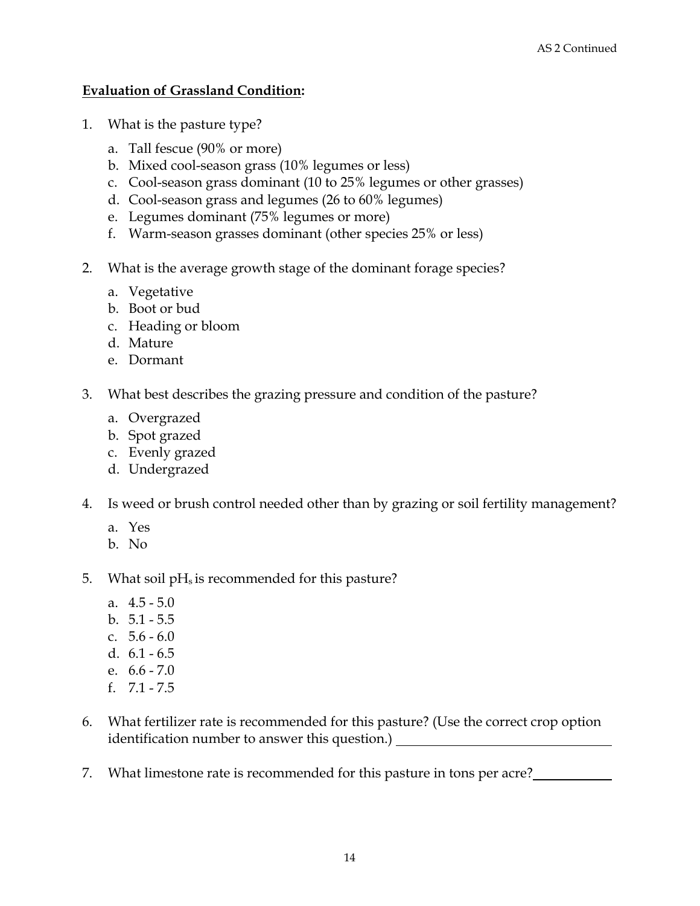**Evaluation of Grassland Condition:**

1. What is the pasture type?

    a. Tall fescue (90% or more)
    b. Mixed cool-season grass (10% legumes or less)
    c. Cool-season grass dominant (10 to 25% legumes or other grasses)
    d. Cool-season grass and legumes (26 to 60% legumes)
    e. Legumes dominant (75% legumes or more)
    f. Warm-season grasses dominant (other species 25% or less)

2. What is the average growth stage of the dominant forage species?

    a. Vegetative
    b. Boot or bud
    c. Heading or bloom
    d. Mature
    e. Dormant

3. What best describes the grazing pressure and condition of the pasture?

    a. Overgrazed
    b. Spot grazed
    c. Evenly grazed
    d. Undergrazed

4. Is weed or brush control needed other than by grazing or soil fertility management?

    a. Yes
    b. No

5. What soil $pH_s$ is recommended for this pasture?

    a. 4.5 - 5.0
    b. 5.1 - 5.5
    c. 5.6 - 6.0
    d. 6.1 - 6.5
    e. 6.6 - 7.0
    f. 7.1 - 7.5

6. What fertilizer rate is recommended for this pasture? (Use the correct crop option identification number to answer this question.) ____________________

7. What limestone rate is recommended for this pasture in tons per acre? __________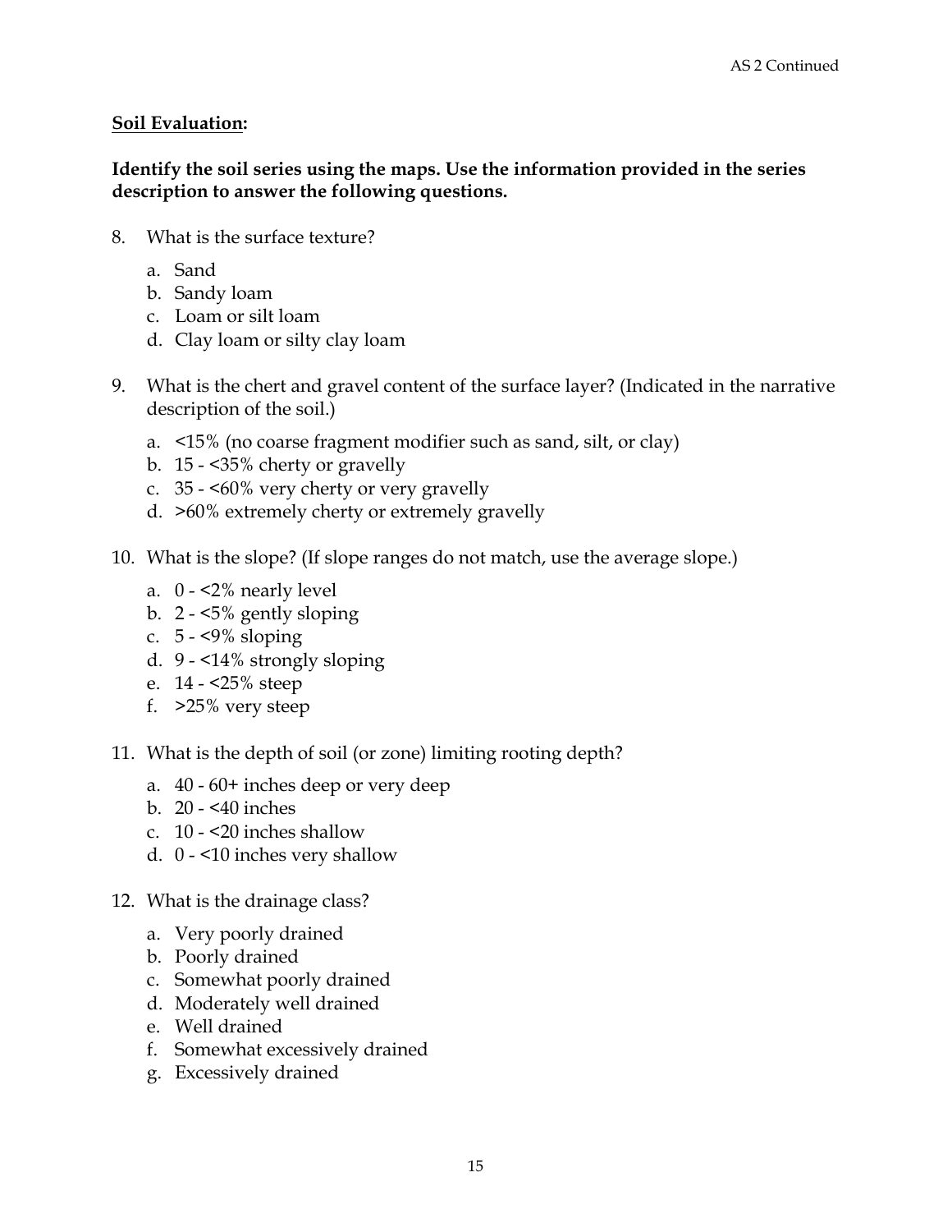**<u>Soil Evaluation</u>:**

**Identify the soil series using the maps. Use the information provided in the series description to answer the following questions.**

8. What is the surface texture?

   a. Sand
   b. Sandy loam
   c. Loam or silt loam
   d. Clay loam or silty clay loam

9. What is the chert and gravel content of the surface layer? (Indicated in the narrative description of the soil.)

   a. <15% (no coarse fragment modifier such as sand, silt, or clay)
   b. 15 - <35% cherty or gravelly
   c. 35 - <60% very cherty or very gravelly
   d. >60% extremely cherty or extremely gravelly

10. What is the slope? (If slope ranges do not match, use the average slope.)

    a. 0 - <2% nearly level
    b. 2 - <5% gently sloping
    c. 5 - <9% sloping
    d. 9 - <14% strongly sloping
    e. 14 - <25% steep
    f. >25% very steep

11. What is the depth of soil (or zone) limiting rooting depth?

    a. 40 - 60+ inches deep or very deep
    b. 20 - <40 inches
    c. 10 - <20 inches shallow
    d. 0 - <10 inches very shallow

12. What is the drainage class?

    a. Very poorly drained
    b. Poorly drained
    c. Somewhat poorly drained
    d. Moderately well drained
    e. Well drained
    f. Somewhat excessively drained
    g. Excessively drained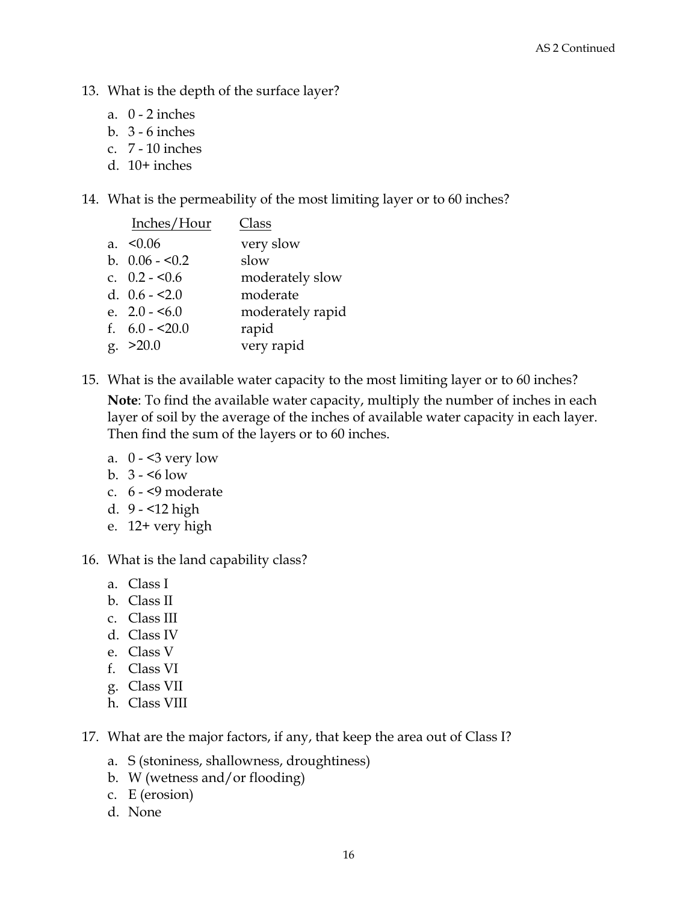13. What is the depth of the surface layer?
    a. 0 - 2 inches
    b. 3 - 6 inches
    c. 7 - 10 inches
    d. 10+ inches

14. What is the permeability of the most limiting layer or to 60 inches?

| | Inches/Hour | Class |
|---|---|---|
| a. | <0.06 | very slow |
| b. | 0.06 - <0.2 | slow |
| c. | 0.2 - <0.6 | moderately slow |
| d. | 0.6 - <2.0 | moderate |
| e. | 2.0 - <6.0 | moderately rapid |
| f. | 6.0 - <20.0 | rapid |
| g. | >20.0 | very rapid |

15. What is the available water capacity to the most limiting layer or to 60 inches?

    **Note**: To find the available water capacity, multiply the number of inches in each layer of soil by the average of the inches of available water capacity in each layer. Then find the sum of the layers or to 60 inches.

    a. 0 - <3 very low
    b. 3 - <6 low
    c. 6 - <9 moderate
    d. 9 - <12 high
    e. 12+ very high

16. What is the land capability class?
    a. Class I
    b. Class II
    c. Class III
    d. Class IV
    e. Class V
    f. Class VI
    g. Class VII
    h. Class VIII

17. What are the major factors, if any, that keep the area out of Class I?
    a. S (stoniness, shallowness, droughtiness)
    b. W (wetness and/or flooding)
    c. E (erosion)
    d. None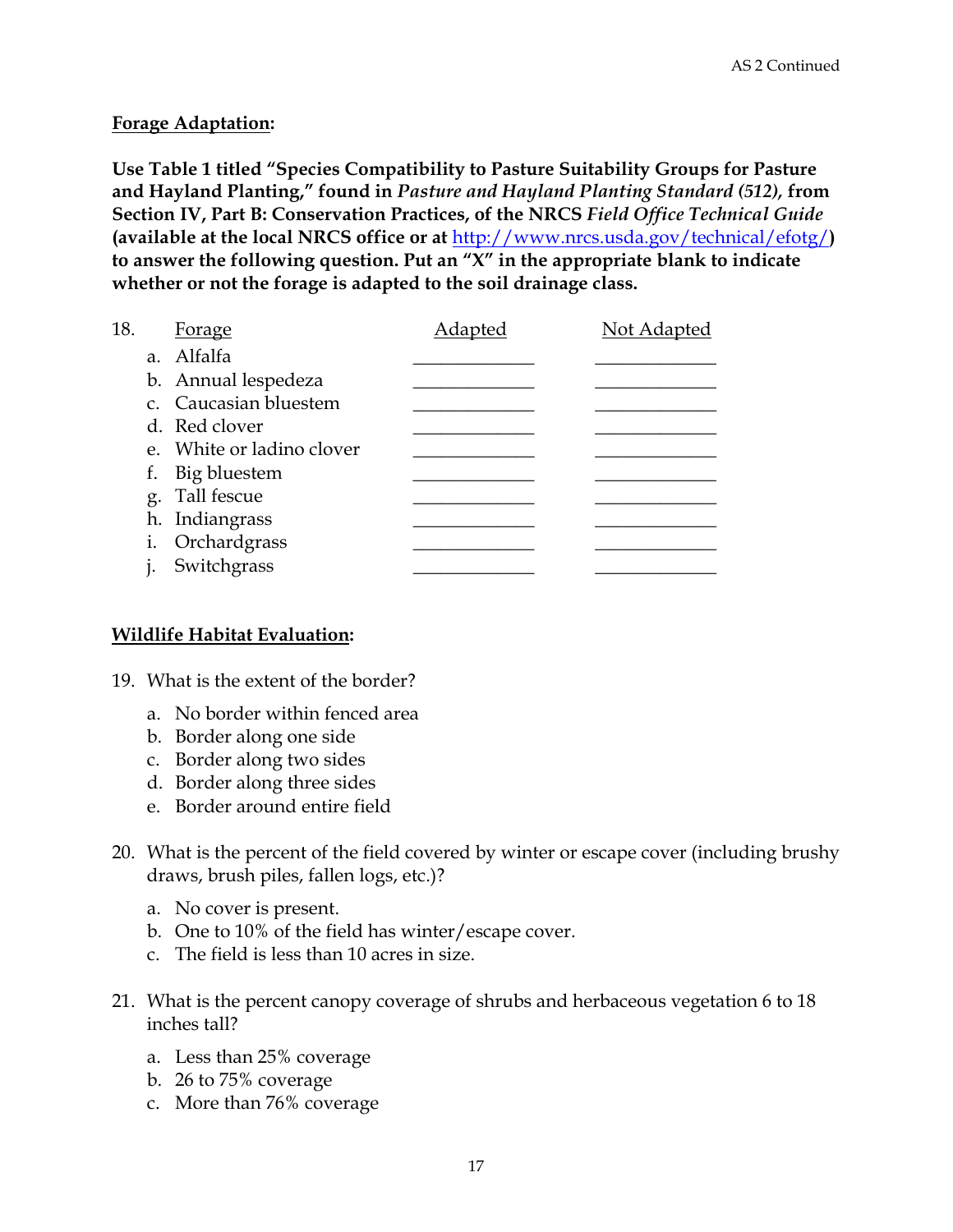## Forage Adaptation:

**Use Table 1 titled "Species Compatibility to Pasture Suitability Groups for Pasture and Hayland Planting," found in *Pasture and Hayland Planting Standard (512)*, from Section IV, Part B: Conservation Practices, of the NRCS *Field Office Technical Guide* (available at the local NRCS office or at [http://www.nrcs.usda.gov/technical/efotg/](http://www.nrcs.usda.gov/technical/efotg/)) to answer the following question. Put an "X" in the appropriate blank to indicate whether or not the forage is adapted to the soil drainage class.**

18.

| | Forage | Adapted | Not Adapted |
|---|---|---|---|
| a. | Alfalfa | ____________ | ____________ |
| b. | Annual lespedeza | ____________ | ____________ |
| c. | Caucasian bluestem | ____________ | ____________ |
| d. | Red clover | ____________ | ____________ |
| e. | White or ladino clover | ____________ | ____________ |
| f. | Big bluestem | ____________ | ____________ |
| g. | Tall fescue | ____________ | ____________ |
| h. | Indiangrass | ____________ | ____________ |
| i. | Orchardgrass | ____________ | ____________ |
| j. | Switchgrass | ____________ | ____________ |

## Wildlife Habitat Evaluation:

19. What is the extent of the border?

    a. No border within fenced area
    b. Border along one side
    c. Border along two sides
    d. Border along three sides
    e. Border around entire field

20. What is the percent of the field covered by winter or escape cover (including brushy draws, brush piles, fallen logs, etc.)?

    a. No cover is present.
    b. One to 10% of the field has winter/escape cover.
    c. The field is less than 10 acres in size.

21. What is the percent canopy coverage of shrubs and herbaceous vegetation 6 to 18 inches tall?

    a. Less than 25% coverage
    b. 26 to 75% coverage
    c. More than 76% coverage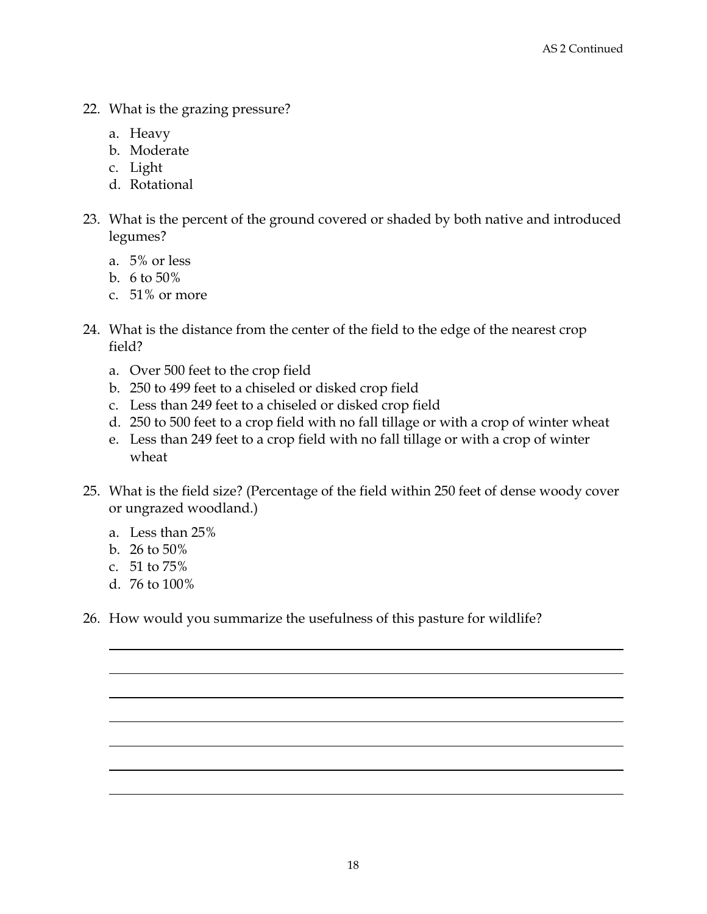22. What is the grazing pressure?
    a. Heavy
    b. Moderate
    c. Light
    d. Rotational

23. What is the percent of the ground covered or shaded by both native and introduced legumes?
    a. 5% or less
    b. 6 to 50%
    c. 51% or more

24. What is the distance from the center of the field to the edge of the nearest crop field?
    a. Over 500 feet to the crop field
    b. 250 to 499 feet to a chiseled or disked crop field
    c. Less than 249 feet to a chiseled or disked crop field
    d. 250 to 500 feet to a crop field with no fall tillage or with a crop of winter wheat
    e. Less than 249 feet to a crop field with no fall tillage or with a crop of winter wheat

25. What is the field size? (Percentage of the field within 250 feet of dense woody cover or ungrazed woodland.)
    a. Less than 25%
    b. 26 to 50%
    c. 51 to 75%
    d. 76 to 100%

26. How would you summarize the usefulness of this pasture for wildlife?

_______________________________________________________________

_______________________________________________________________

_______________________________________________________________

_______________________________________________________________

_______________________________________________________________

_______________________________________________________________

_______________________________________________________________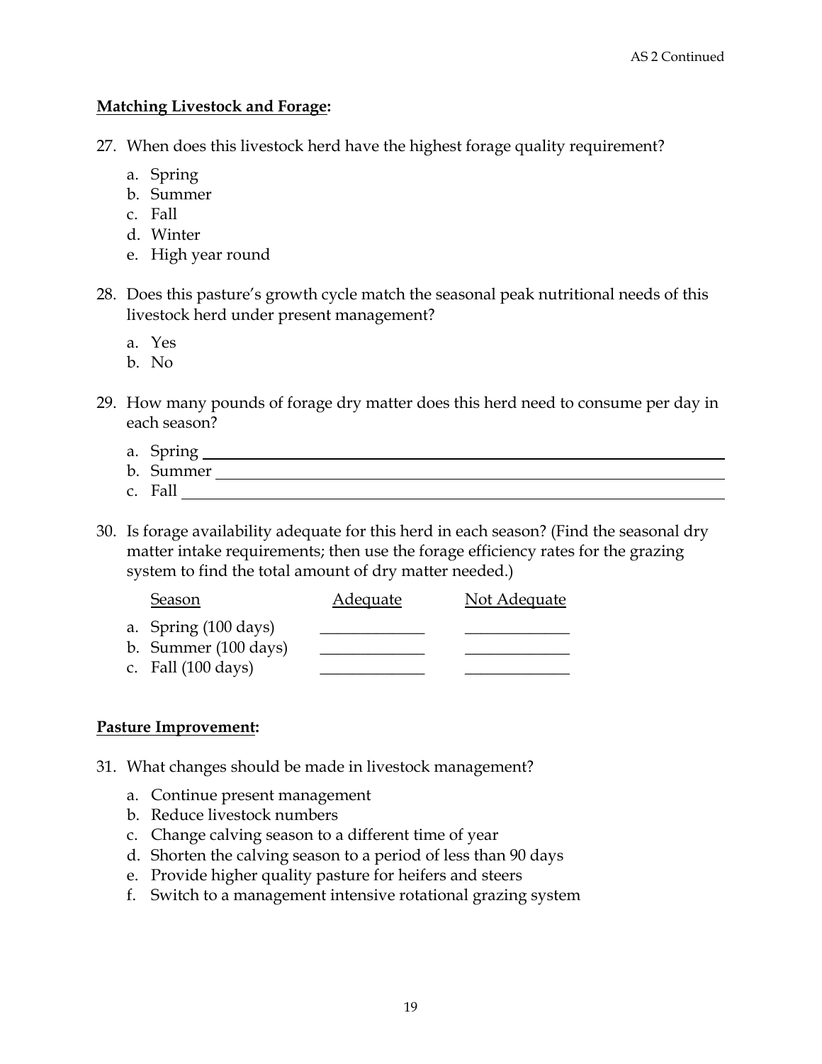**Matching Livestock and Forage:**

27. When does this livestock herd have the highest forage quality requirement?

    a. Spring
    b. Summer
    c. Fall
    d. Winter
    e. High year round

28. Does this pasture's growth cycle match the seasonal peak nutritional needs of this livestock herd under present management?

    a. Yes
    b. No

29. How many pounds of forage dry matter does this herd need to consume per day in each season?

    a. Spring ______________________________
    b. Summer ______________________________
    c. Fall ______________________________

30. Is forage availability adequate for this herd in each season? (Find the seasonal dry matter intake requirements; then use the forage efficiency rates for the grazing system to find the total amount of dry matter needed.)

| Season | Adequate | Not Adequate |
|---|---|---|
| a. Spring (100 days) | ____________ | ____________ |
| b. Summer (100 days) | ____________ | ____________ |
| c. Fall (100 days) | ____________ | ____________ |

**Pasture Improvement:**

31. What changes should be made in livestock management?

    a. Continue present management
    b. Reduce livestock numbers
    c. Change calving season to a different time of year
    d. Shorten the calving season to a period of less than 90 days
    e. Provide higher quality pasture for heifers and steers
    f. Switch to a management intensive rotational grazing system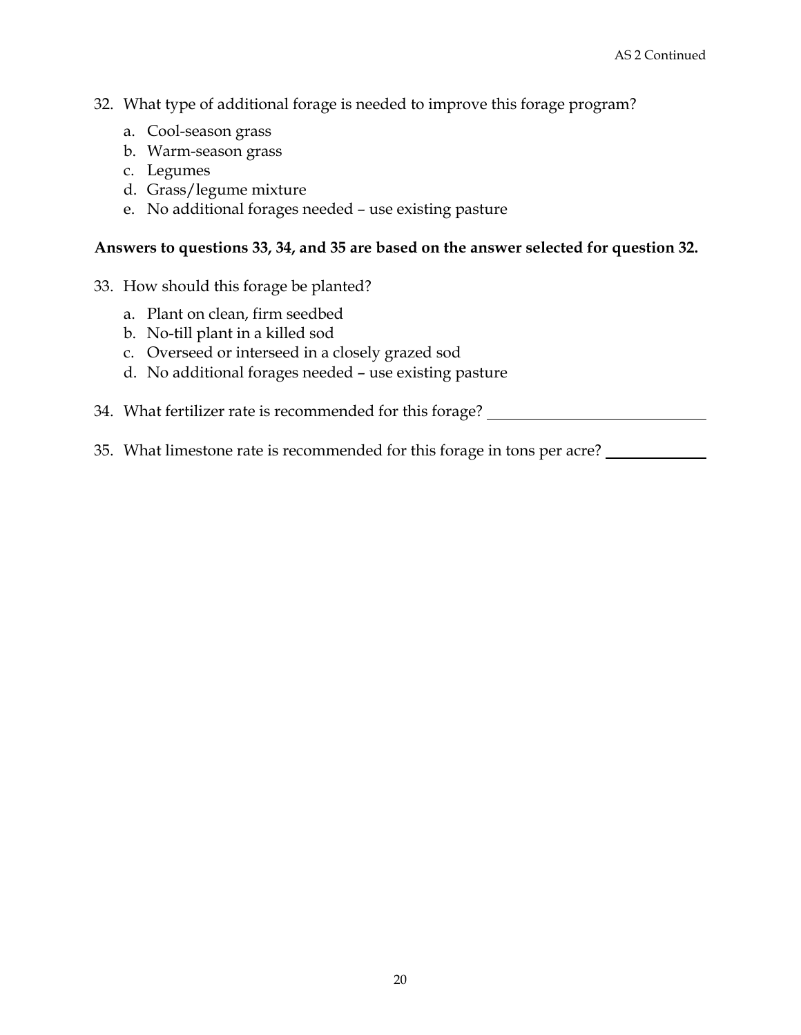32. What type of additional forage is needed to improve this forage program?
    a. Cool-season grass
    b. Warm-season grass
    c. Legumes
    d. Grass/legume mixture
    e. No additional forages needed – use existing pasture

**Answers to questions 33, 34, and 35 are based on the answer selected for question 32.**

33. How should this forage be planted?
    a. Plant on clean, firm seedbed
    b. No-till plant in a killed sod
    c. Overseed or interseed in a closely grazed sod
    d. No additional forages needed – use existing pasture

34. What fertilizer rate is recommended for this forage? ____________________________

35. What limestone rate is recommended for this forage in tons per acre? _____________